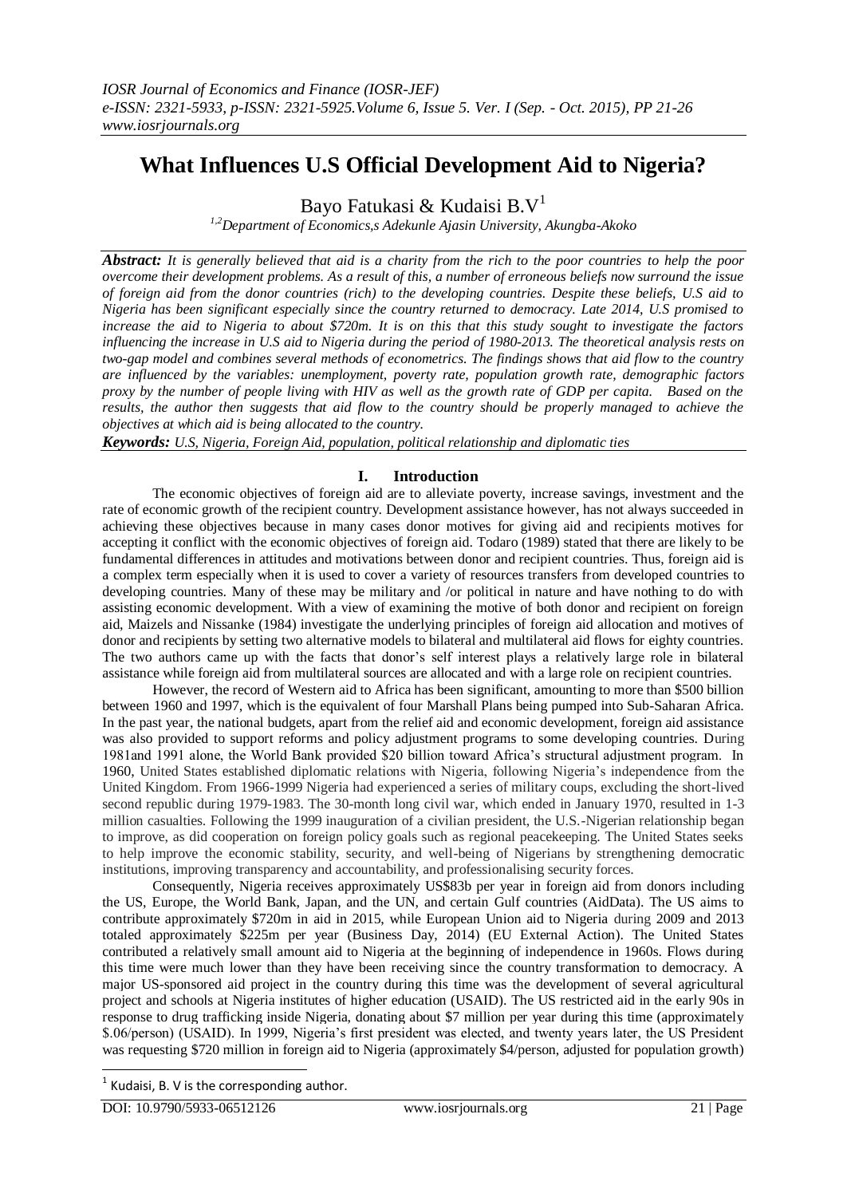# What Influences U.S Official Development Aid to Nigeria?

Bayo Fatukasi & Kudaisi B.V[1]

[1,2]Department of Economics,s Adekunle Ajasin University, Akungba-Akoko

***Abstract:*** *It is generally believed that aid is a charity from the rich to the poor countries to help the poor overcome their development problems. As a result of this, a number of erroneous beliefs now surround the issue of foreign aid from the donor countries (rich) to the developing countries. Despite these beliefs, U.S aid to Nigeria has been significant especially since the country returned to democracy. Late 2014, U.S promised to increase the aid to Nigeria to about \$720m. It is on this that this study sought to investigate the factors influencing the increase in U.S aid to Nigeria during the period of 1980-2013. The theoretical analysis rests on two-gap model and combines several methods of econometrics. The findings shows that aid flow to the country are influenced by the variables: unemployment, poverty rate, population growth rate, demographic factors proxy by the number of people living with HIV as well as the growth rate of GDP per capita. Based on the results, the author then suggests that aid flow to the country should be properly managed to achieve the objectives at which aid is being allocated to the country.*

***Keywords:*** *U.S, Nigeria, Foreign Aid, population, political relationship and diplomatic ties*

## I. Introduction

The economic objectives of foreign aid are to alleviate poverty, increase savings, investment and the rate of economic growth of the recipient country. Development assistance however, has not always succeeded in achieving these objectives because in many cases donor motives for giving aid and recipients motives for accepting it conflict with the economic objectives of foreign aid. Todaro (1989) stated that there are likely to be fundamental differences in attitudes and motivations between donor and recipient countries. Thus, foreign aid is a complex term especially when it is used to cover a variety of resources transfers from developed countries to developing countries. Many of these may be military and /or political in nature and have nothing to do with assisting economic development. With a view of examining the motive of both donor and recipient on foreign aid, Maizels and Nissanke (1984) investigate the underlying principles of foreign aid allocation and motives of donor and recipients by setting two alternative models to bilateral and multilateral aid flows for eighty countries. The two authors came up with the facts that donor's self interest plays a relatively large role in bilateral assistance while foreign aid from multilateral sources are allocated and with a large role on recipient countries.

However, the record of Western aid to Africa has been significant, amounting to more than \$500 billion between 1960 and 1997, which is the equivalent of four Marshall Plans being pumped into Sub-Saharan Africa. In the past year, the national budgets, apart from the relief aid and economic development, foreign aid assistance was also provided to support reforms and policy adjustment programs to some developing countries. During 1981and 1991 alone, the World Bank provided \$20 billion toward Africa's structural adjustment program. In 1960, United States established diplomatic relations with Nigeria, following Nigeria's independence from the United Kingdom. From 1966-1999 Nigeria had experienced a series of military coups, excluding the short-lived second republic during 1979-1983. The 30-month long civil war, which ended in January 1970, resulted in 1-3 million casualties. Following the 1999 inauguration of a civilian president, the U.S.-Nigerian relationship began to improve, as did cooperation on foreign policy goals such as regional peacekeeping. The United States seeks to help improve the economic stability, security, and well-being of Nigerians by strengthening democratic institutions, improving transparency and accountability, and professionalising security forces.

Consequently, Nigeria receives approximately US\$83b per year in foreign aid from donors including the US, Europe, the World Bank, Japan, and the UN, and certain Gulf countries (AidData). The US aims to contribute approximately \$720m in aid in 2015, while European Union aid to Nigeria during 2009 and 2013 totaled approximately \$225m per year (Business Day, 2014) (EU External Action). The United States contributed a relatively small amount aid to Nigeria at the beginning of independence in 1960s. Flows during this time were much lower than they have been receiving since the country transformation to democracy. A major US-sponsored aid project in the country during this time was the development of several agricultural project and schools at Nigeria institutes of higher education (USAID). The US restricted aid in the early 90s in response to drug trafficking inside Nigeria, donating about \$7 million per year during this time (approximately \$.06/person) (USAID). In 1999, Nigeria's first president was elected, and twenty years later, the US President was requesting \$720 million in foreign aid to Nigeria (approximately \$4/person, adjusted for population growth)

---

[1] Kudaisi, B. V is the corresponding author.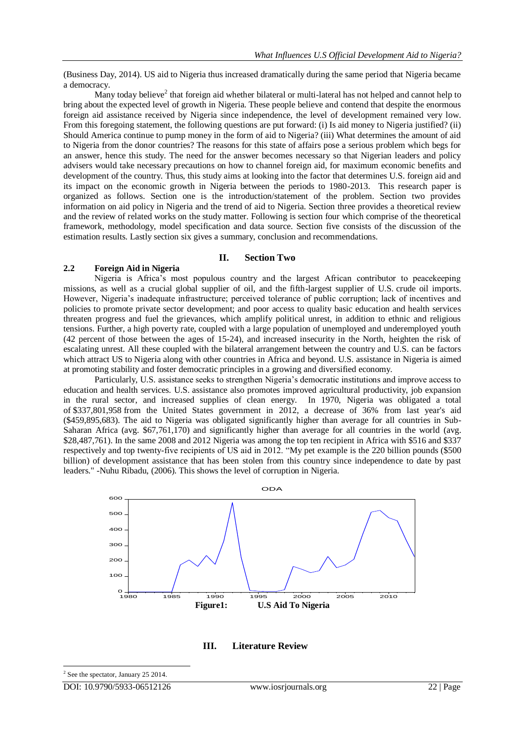(Business Day, 2014). US aid to Nigeria thus increased dramatically during the same period that Nigeria became a democracy.

Many today believe[2] that foreign aid whether bilateral or multi-lateral has not helped and cannot help to bring about the expected level of growth in Nigeria. These people believe and contend that despite the enormous foreign aid assistance received by Nigeria since independence, the level of development remained very low. From this foregoing statement, the following questions are put forward: (i) Is aid money to Nigeria justified? (ii) Should America continue to pump money in the form of aid to Nigeria? (iii) What determines the amount of aid to Nigeria from the donor countries? The reasons for this state of affairs pose a serious problem which begs for an answer, hence this study. The need for the answer becomes necessary so that Nigerian leaders and policy advisers would take necessary precautions on how to channel foreign aid, for maximum economic benefits and development of the country. Thus, this study aims at looking into the factor that determines U.S. foreign aid and its impact on the economic growth in Nigeria between the periods to 1980-2013. This research paper is organized as follows. Section one is the introduction/statement of the problem. Section two provides information on aid policy in Nigeria and the trend of aid to Nigeria. Section three provides a theoretical review and the review of related works on the study matter. Following is section four which comprise of the theoretical framework, methodology, model specification and data source. Section five consists of the discussion of the estimation results. Lastly section six gives a summary, conclusion and recommendations.

## II. Section Two

### 2.2 Foreign Aid in Nigeria

Nigeria is Africa's most populous country and the largest African contributor to peacekeeping missions, as well as a crucial global supplier of oil, and the fifth-largest supplier of U.S. crude oil imports. However, Nigeria's inadequate infrastructure; perceived tolerance of public corruption; lack of incentives and policies to promote private sector development; and poor access to quality basic education and health services threaten progress and fuel the grievances, which amplify political unrest, in addition to ethnic and religious tensions. Further, a high poverty rate, coupled with a large population of unemployed and underemployed youth (42 percent of those between the ages of 15-24), and increased insecurity in the North, heighten the risk of escalating unrest. All these coupled with the bilateral arrangement between the country and U.S. can be factors which attract US to Nigeria along with other countries in Africa and beyond. U.S. assistance in Nigeria is aimed at promoting stability and foster democratic principles in a growing and diversified economy.

Particularly, U.S. assistance seeks to strengthen Nigeria's democratic institutions and improve access to education and health services. U.S. assistance also promotes improved agricultural productivity, job expansion in the rural sector, and increased supplies of clean energy. In 1970, Nigeria was obligated a total of $337,801,958 from the United States government in 2012, a decrease of 36% from last year's aid ($459,895,683). The aid to Nigeria was obligated significantly higher than average for all countries in Sub-Saharan Africa (avg. $67,761,170) and significantly higher than average for all countries in the world (avg. $28,487,761). In the same 2008 and 2012 Nigeria was among the top ten recipient in Africa with $516 and $337 respectively and top twenty-five recipients of US aid in 2012. "My pet example is the 220 billion pounds ($500 billion) of development assistance that has been stolen from this country since independence to date by past leaders." -Nuhu Ribadu, (2006). This shows the level of corruption in Nigeria.

**Figure1: U.S Aid To Nigeria**

## III. Literature Review

[2] See the spectator, January 25 2014.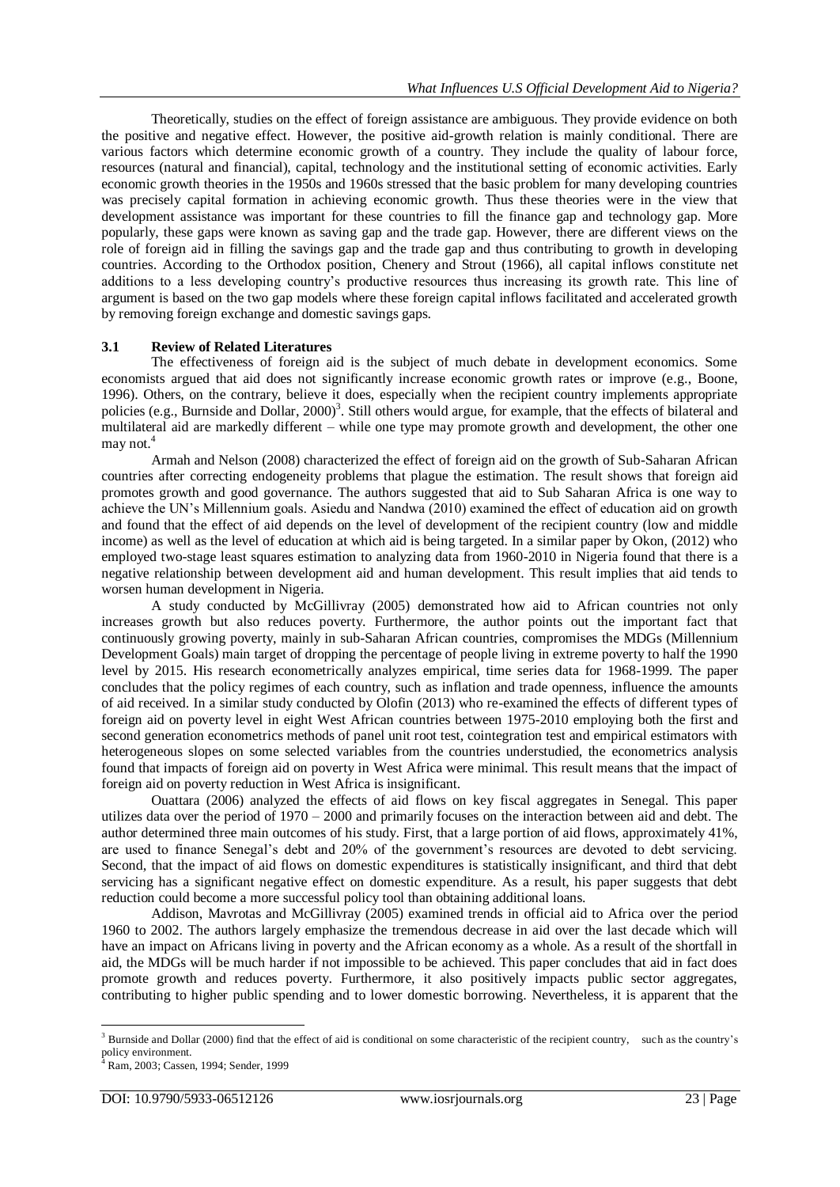Theoretically, studies on the effect of foreign assistance are ambiguous. They provide evidence on both the positive and negative effect. However, the positive aid-growth relation is mainly conditional. There are various factors which determine economic growth of a country. They include the quality of labour force, resources (natural and financial), capital, technology and the institutional setting of economic activities. Early economic growth theories in the 1950s and 1960s stressed that the basic problem for many developing countries was precisely capital formation in achieving economic growth. Thus these theories were in the view that development assistance was important for these countries to fill the finance gap and technology gap. More popularly, these gaps were known as saving gap and the trade gap. However, there are different views on the role of foreign aid in filling the savings gap and the trade gap and thus contributing to growth in developing countries. According to the Orthodox position, Chenery and Strout (1966), all capital inflows constitute net additions to a less developing country's productive resources thus increasing its growth rate. This line of argument is based on the two gap models where these foreign capital inflows facilitated and accelerated growth by removing foreign exchange and domestic savings gaps.

### 3.1 Review of Related Literatures

The effectiveness of foreign aid is the subject of much debate in development economics. Some economists argued that aid does not significantly increase economic growth rates or improve (e.g., Boone, 1996). Others, on the contrary, believe it does, especially when the recipient country implements appropriate policies (e.g., Burnside and Dollar, 2000)[3]. Still others would argue, for example, that the effects of bilateral and multilateral aid are markedly different – while one type may promote growth and development, the other one may not.[4]

Armah and Nelson (2008) characterized the effect of foreign aid on the growth of Sub-Saharan African countries after correcting endogeneity problems that plague the estimation. The result shows that foreign aid promotes growth and good governance. The authors suggested that aid to Sub Saharan Africa is one way to achieve the UN's Millennium goals. Asiedu and Nandwa (2010) examined the effect of education aid on growth and found that the effect of aid depends on the level of development of the recipient country (low and middle income) as well as the level of education at which aid is being targeted. In a similar paper by Okon, (2012) who employed two-stage least squares estimation to analyzing data from 1960-2010 in Nigeria found that there is a negative relationship between development aid and human development. This result implies that aid tends to worsen human development in Nigeria.

A study conducted by McGillivray (2005) demonstrated how aid to African countries not only increases growth but also reduces poverty. Furthermore, the author points out the important fact that continuously growing poverty, mainly in sub-Saharan African countries, compromises the MDGs (Millennium Development Goals) main target of dropping the percentage of people living in extreme poverty to half the 1990 level by 2015. His research econometrically analyzes empirical, time series data for 1968-1999. The paper concludes that the policy regimes of each country, such as inflation and trade openness, influence the amounts of aid received. In a similar study conducted by Olofin (2013) who re-examined the effects of different types of foreign aid on poverty level in eight West African countries between 1975-2010 employing both the first and second generation econometrics methods of panel unit root test, cointegration test and empirical estimators with heterogeneous slopes on some selected variables from the countries understudied, the econometrics analysis found that impacts of foreign aid on poverty in West Africa were minimal. This result means that the impact of foreign aid on poverty reduction in West Africa is insignificant.

Ouattara (2006) analyzed the effects of aid flows on key fiscal aggregates in Senegal. This paper utilizes data over the period of 1970 – 2000 and primarily focuses on the interaction between aid and debt. The author determined three main outcomes of his study. First, that a large portion of aid flows, approximately 41%, are used to finance Senegal's debt and 20% of the government's resources are devoted to debt servicing. Second, that the impact of aid flows on domestic expenditures is statistically insignificant, and third that debt servicing has a significant negative effect on domestic expenditure. As a result, his paper suggests that debt reduction could become a more successful policy tool than obtaining additional loans.

Addison, Mavrotas and McGillivray (2005) examined trends in official aid to Africa over the period 1960 to 2002. The authors largely emphasize the tremendous decrease in aid over the last decade which will have an impact on Africans living in poverty and the African economy as a whole. As a result of the shortfall in aid, the MDGs will be much harder if not impossible to be achieved. This paper concludes that aid in fact does promote growth and reduces poverty. Furthermore, it also positively impacts public sector aggregates, contributing to higher public spending and to lower domestic borrowing. Nevertheless, it is apparent that the

---

[3] Burnside and Dollar (2000) find that the effect of aid is conditional on some characteristic of the recipient country, such as the country's policy environment.

[4] Ram, 2003; Cassen, 1994; Sender, 1999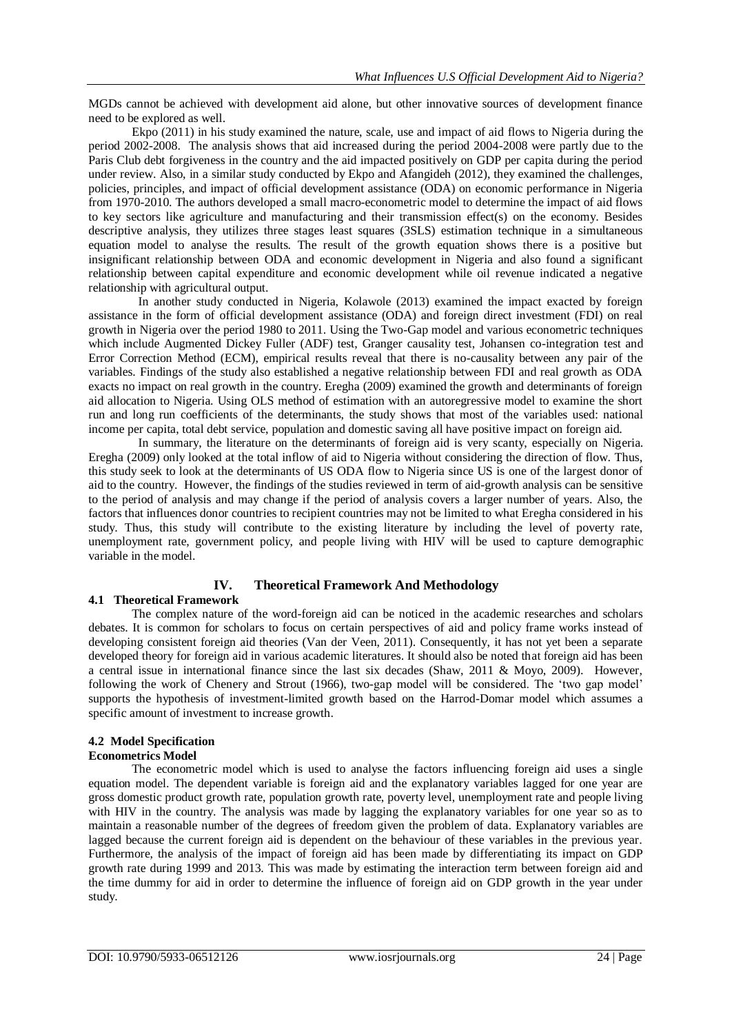MGDs cannot be achieved with development aid alone, but other innovative sources of development finance need to be explored as well.

Ekpo (2011) in his study examined the nature, scale, use and impact of aid flows to Nigeria during the period 2002-2008. The analysis shows that aid increased during the period 2004-2008 were partly due to the Paris Club debt forgiveness in the country and the aid impacted positively on GDP per capita during the period under review. Also, in a similar study conducted by Ekpo and Afangideh (2012), they examined the challenges, policies, principles, and impact of official development assistance (ODA) on economic performance in Nigeria from 1970-2010. The authors developed a small macro-econometric model to determine the impact of aid flows to key sectors like agriculture and manufacturing and their transmission effect(s) on the economy. Besides descriptive analysis, they utilizes three stages least squares (3SLS) estimation technique in a simultaneous equation model to analyse the results. The result of the growth equation shows there is a positive but insignificant relationship between ODA and economic development in Nigeria and also found a significant relationship between capital expenditure and economic development while oil revenue indicated a negative relationship with agricultural output.

In another study conducted in Nigeria, Kolawole (2013) examined the impact exacted by foreign assistance in the form of official development assistance (ODA) and foreign direct investment (FDI) on real growth in Nigeria over the period 1980 to 2011. Using the Two-Gap model and various econometric techniques which include Augmented Dickey Fuller (ADF) test, Granger causality test, Johansen co-integration test and Error Correction Method (ECM), empirical results reveal that there is no-causality between any pair of the variables. Findings of the study also established a negative relationship between FDI and real growth as ODA exacts no impact on real growth in the country. Eregha (2009) examined the growth and determinants of foreign aid allocation to Nigeria. Using OLS method of estimation with an autoregressive model to examine the short run and long run coefficients of the determinants, the study shows that most of the variables used: national income per capita, total debt service, population and domestic saving all have positive impact on foreign aid.

In summary, the literature on the determinants of foreign aid is very scanty, especially on Nigeria. Eregha (2009) only looked at the total inflow of aid to Nigeria without considering the direction of flow. Thus, this study seek to look at the determinants of US ODA flow to Nigeria since US is one of the largest donor of aid to the country. However, the findings of the studies reviewed in term of aid-growth analysis can be sensitive to the period of analysis and may change if the period of analysis covers a larger number of years. Also, the factors that influences donor countries to recipient countries may not be limited to what Eregha considered in his study. Thus, this study will contribute to the existing literature by including the level of poverty rate, unemployment rate, government policy, and people living with HIV will be used to capture demographic variable in the model.

## IV. Theoretical Framework And Methodology

### 4.1 Theoretical Framework

The complex nature of the word-foreign aid can be noticed in the academic researches and scholars debates. It is common for scholars to focus on certain perspectives of aid and policy frame works instead of developing consistent foreign aid theories (Van der Veen, 2011). Consequently, it has not yet been a separate developed theory for foreign aid in various academic literatures. It should also be noted that foreign aid has been a central issue in international finance since the last six decades (Shaw, 2011 & Moyo, 2009). However, following the work of Chenery and Strout (1966), two-gap model will be considered. The 'two gap model' supports the hypothesis of investment-limited growth based on the Harrod-Domar model which assumes a specific amount of investment to increase growth.

### 4.2 Model Specification

#### Econometrics Model

The econometric model which is used to analyse the factors influencing foreign aid uses a single equation model. The dependent variable is foreign aid and the explanatory variables lagged for one year are gross domestic product growth rate, population growth rate, poverty level, unemployment rate and people living with HIV in the country. The analysis was made by lagging the explanatory variables for one year so as to maintain a reasonable number of the degrees of freedom given the problem of data. Explanatory variables are lagged because the current foreign aid is dependent on the behaviour of these variables in the previous year. Furthermore, the analysis of the impact of foreign aid has been made by differentiating its impact on GDP growth rate during 1999 and 2013. This was made by estimating the interaction term between foreign aid and the time dummy for aid in order to determine the influence of foreign aid on GDP growth in the year under study.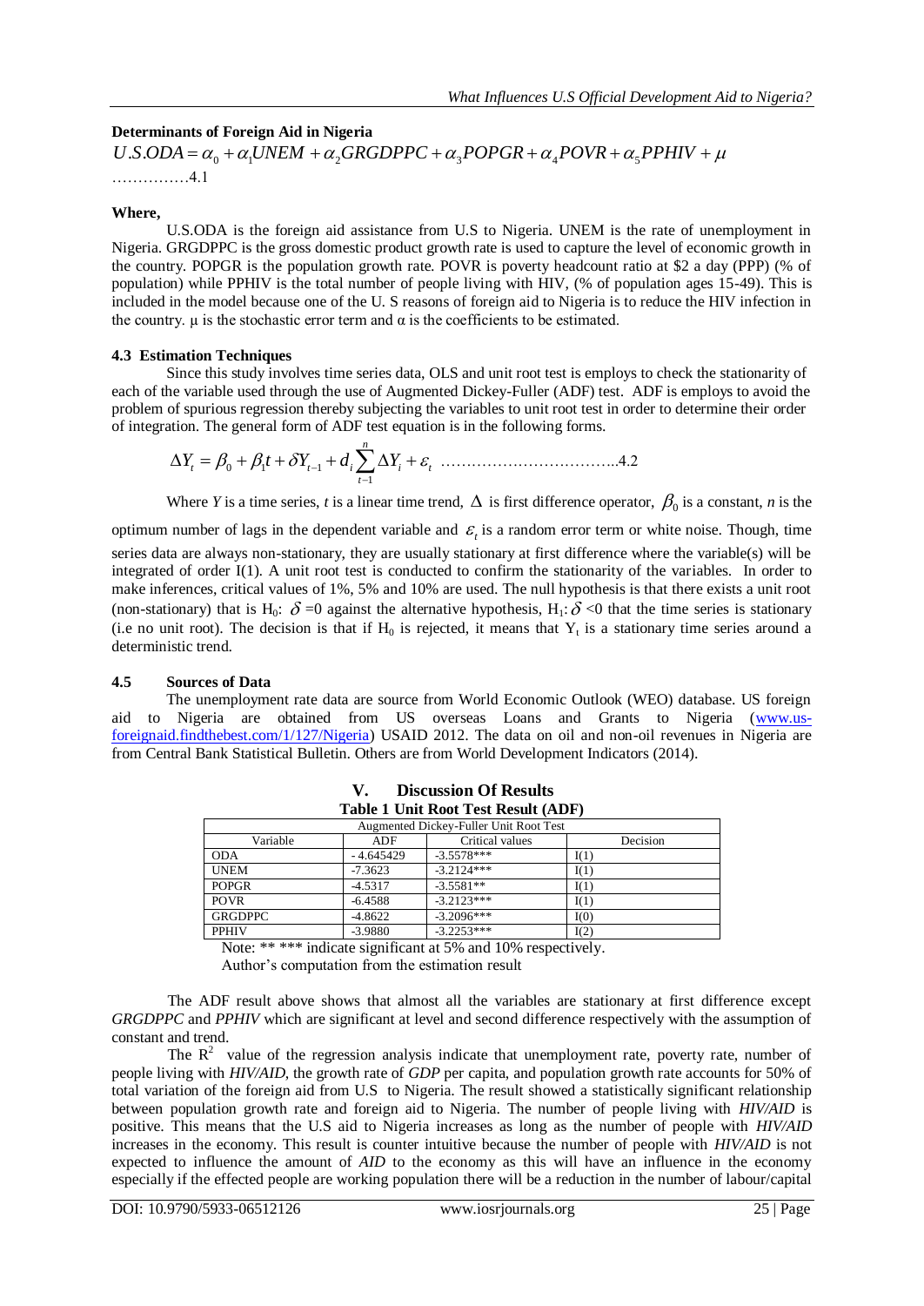**Determinants of Foreign Aid in Nigeria**

$$U.S.ODA = \alpha_0 + \alpha_1 UNEM + \alpha_2 GRGDPPC + \alpha_3 POPGR + \alpha_4 POVR + \alpha_5 PPHIV + \mu$$

……………4.1

**Where,**

U.S.ODA is the foreign aid assistance from U.S to Nigeria. UNEM is the rate of unemployment in Nigeria. GRGDPPC is the gross domestic product growth rate is used to capture the level of economic growth in the country. POPGR is the population growth rate. POVR is poverty headcount ratio at $2 a day (PPP) (% of population) while PPHIV is the total number of people living with HIV, (% of population ages 15-49). This is included in the model because one of the U. S reasons of foreign aid to Nigeria is to reduce the HIV infection in the country. $\mu$ is the stochastic error term and $\alpha$ is the coefficients to be estimated.

### 4.3 Estimation Techniques

Since this study involves time series data, OLS and unit root test is employs to check the stationarity of each of the variable used through the use of Augmented Dickey-Fuller (ADF) test. ADF is employs to avoid the problem of spurious regression thereby subjecting the variables to unit root test in order to determine their order of integration. The general form of ADF test equation is in the following forms.

$$\Delta Y_t = \beta_0 + \beta_1 t + \delta Y_{t-1} + d_i \sum_{t-1}^{n} \Delta Y_i + \varepsilon_t \quad ……………………………..4.2$$

Where $Y$ is a time series, $t$ is a linear time trend, $\Delta$ is first difference operator, $\beta_0$ is a constant, $n$ is the optimum number of lags in the dependent variable and $\varepsilon_t$ is a random error term or white noise. Though, time series data are always non-stationary, they are usually stationary at first difference where the variable(s) will be integrated of order I(1). A unit root test is conducted to confirm the stationarity of the variables. In order to make inferences, critical values of 1%, 5% and 10% are used. The null hypothesis is that there exists a unit root (non-stationary) that is $H_0$: $\delta = 0$ against the alternative hypothesis, $H_1$: $\delta < 0$ that the time series is stationary (i.e no unit root). The decision is that if $H_0$ is rejected, it means that $Y_t$ is a stationary time series around a deterministic trend.

### 4.5 Sources of Data

The unemployment rate data are source from World Economic Outlook (WEO) database. US foreign aid to Nigeria are obtained from US overseas Loans and Grants to Nigeria (www.us-foreignaid.findthebest.com/1/127/Nigeria) USAID 2012. The data on oil and non-oil revenues in Nigeria are from Central Bank Statistical Bulletin. Others are from World Development Indicators (2014).

## V. Discussion Of Results

**Table 1 Unit Root Test Result (ADF)**

| Augmented Dickey-Fuller Unit Root Test | | | |
|---|---|---|---|
| Variable | ADF | Critical values | Decision |
| ODA | - 4.645429 | -3.5578*** | I(1) |
| UNEM | -7.3623 | -3.2124*** | I(1) |
| POPGR | -4.5317 | -3.5581** | I(1) |
| POVR | -6.4588 | -3.2123*** | I(1) |
| GRGDPPC | -4.8622 | -3.2096*** | I(0) |
| PPHIV | -3.9880 | -3.2253*** | I(2) |

Note: ** *** indicate significant at 5% and 10% respectively.
Author's computation from the estimation result

The ADF result above shows that almost all the variables are stationary at first difference except *GRGDPPC* and *PPHIV* which are significant at level and second difference respectively with the assumption of constant and trend.

The $R^2$ value of the regression analysis indicate that unemployment rate, poverty rate, number of people living with *HIV/AID*, the growth rate of *GDP* per capita, and population growth rate accounts for 50% of total variation of the foreign aid from U.S to Nigeria. The result showed a statistically significant relationship between population growth rate and foreign aid to Nigeria. The number of people living with *HIV/AID* is positive. This means that the U.S aid to Nigeria increases as long as the number of people with *HIV/AID* increases in the economy. This result is counter intuitive because the number of people with *HIV/AID* is not expected to influence the amount of *AID* to the economy as this will have an influence in the economy especially if the effected people are working population there will be a reduction in the number of labour/capital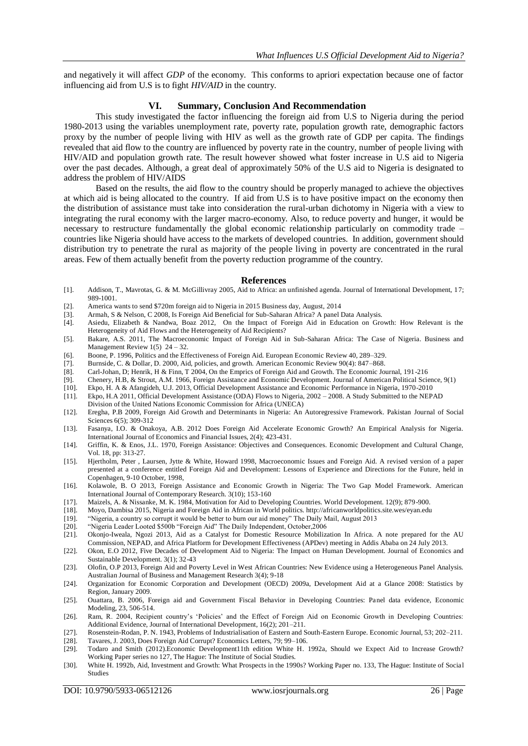and negatively it will affect *GDP* of the economy. This conforms to apriori expectation because one of factor influencing aid from U.S is to fight *HIV/AID* in the country.

## VI. Summary, Conclusion And Recommendation

This study investigated the factor influencing the foreign aid from U.S to Nigeria during the period 1980-2013 using the variables unemployment rate, poverty rate, population growth rate, demographic factors proxy by the number of people living with HIV as well as the growth rate of GDP per capita. The findings revealed that aid flow to the country are influenced by poverty rate in the country, number of people living with HIV/AID and population growth rate. The result however showed what foster increase in U.S aid to Nigeria over the past decades. Although, a great deal of approximately 50% of the U.S aid to Nigeria is designated to address the problem of HIV/AIDS

Based on the results, the aid flow to the country should be properly managed to achieve the objectives at which aid is being allocated to the country. If aid from U.S is to have positive impact on the economy then the distribution of assistance must take into consideration the rural-urban dichotomy in Nigeria with a view to integrating the rural economy with the larger macro-economy. Also, to reduce poverty and hunger, it would be necessary to restructure fundamentally the global economic relationship particularly on commodity trade – countries like Nigeria should have access to the markets of developed countries. In addition, government should distribution try to penetrate the rural as majority of the people living in poverty are concentrated in the rural areas. Few of them actually benefit from the poverty reduction programme of the country.

## References

[1]. Addison, T., Mavrotas, G. & M. McGillivray 2005, Aid to Africa: an unfinished agenda. Journal of International Development, 17; 989-1001.

[2]. America wants to send $720m foreign aid to Nigeria in 2015 Business day, August, 2014

[3]. Armah, S & Nelson, C 2008, Is Foreign Aid Beneficial for Sub-Saharan Africa? A panel Data Analysis.

[4]. Asiedu, Elizabeth & Nandwa, Boaz 2012, On the Impact of Foreign Aid in Education on Growth: How Relevant is the Heterogeneity of Aid Flows and the Heterogeneity of Aid Recipients?

[5]. Bakare, A.S. 2011, The Macroeconomic Impact of Foreign Aid in Sub-Saharan Africa: The Case of Nigeria. Business and Management Review 1(5) 24 – 32.

[6]. Boone, P. 1996, Politics and the Effectiveness of Foreign Aid. European Economic Review 40, 289–329.

[7]. Burnside, C. & Dollar, D. 2000, Aid, policies, and growth. American Economic Review 90(4): 847–868.

[8]. Carl-Johan, D; Henrik, H & Finn, T 2004, On the Emprics of Foreign Aid and Growth. The Economic Journal, 191-216

[9]. Chenery, H.B, & Strout, A.M. 1966, Foreign Assistance and Economic Development. Journal of American Political Science, 9(1)

[10]. Ekpo, H. A & Afangideh, U.J. 2013, Official Development Assistance and Economic Performance in Nigeria, 1970-2010

[11]. Ekpo, H.A 2011, Official Development Assistance (ODA) Flows to Nigeria, 2002 – 2008. A Study Submitted to the NEPAD Division of the United Nations Economic Commission for Africa (UNECA)

[12]. Eregha, P.B 2009, Foreign Aid Growth and Determinants in Nigeria: An Autoregressive Framework. Pakistan Journal of Social Sciences 6(5); 309-312

[13]. Fasanya, I.O. & Onakoya, A.B. 2012 Does Foreign Aid Accelerate Economic Growth? An Empirical Analysis for Nigeria. International Journal of Economics and Financial Issues, 2(4); 423-431.

[14]. Griffin, K. & Enos, J.L. 1970, Foreign Assistance: Objectives and Consequences. Economic Development and Cultural Change, Vol. 18, pp: 313-27.

[15]. Hjertholm, Peter , Laursen, Jytte & White, Howard 1998, Macroeconomic Issues and Foreign Aid. A revised version of a paper presented at a conference entitled Foreign Aid and Development: Lessons of Experience and Directions for the Future, held in Copenhagen, 9-10 October, 1998,

[16]. Kolawole, B. O 2013, Foreign Assistance and Economic Growth in Nigeria: The Two Gap Model Framework. American International Journal of Contemporary Research. 3(10); 153-160

[17]. Maizels, A. & Nissanke, M. K. 1984, Motivation for Aid to Developing Countries. World Development. 12(9); 879-900.

[18]. Moyo, Dambisa 2015, Nigeria and Foreign Aid in African in World politics. http://africanworldpolitics.site.wes/eyan.edu

[19]. "Nigeria, a country so corrupt it would be better to burn our aid money" The Daily Mail, August 2013

[20]. "Nigeria Leader Looted $500b "Foreign Aid" The Daily Independent, October,2006

[21]. Okonjo-Iweala, Ngozi 2013, Aid as a Catalyst for Domestic Resource Mobilization In Africa. A note prepared for the AU Commission, NEPAD, and Africa Platform for Development Effectiveness (APDev) meeting in Addis Ababa on 24 July 2013.

[22]. Okon, E.O 2012, Five Decades of Development Aid to Nigeria: The Impact on Human Development. Journal of Economics and Sustainable Development. 3(1); 32-43

[23]. Olofin, O.P 2013, Foreign Aid and Poverty Level in West African Countries: New Evidence using a Heterogeneous Panel Analysis. Australian Journal of Business and Management Research 3(4); 9-18

[24]. Organization for Economic Corporation and Development (OECD) 2009a, Development Aid at a Glance 2008: Statistics by Region, January 2009.

[25]. Ouattara, B. 2006, Foreign aid and Government Fiscal Behavior in Developing Countries: Panel data evidence, Economic Modeling, 23, 506-514.

[26]. Ram, R. 2004, Recipient country's 'Policies' and the Effect of Foreign Aid on Economic Growth in Developing Countries: Additional Evidence, Journal of International Development, 16(2); 201–211.

[27]. Rosenstein-Rodan, P. N. 1943, Problems of Industrialisation of Eastern and South-Eastern Europe. Economic Journal, 53; 202–211.

[28]. Tavares, J. 2003, Does Foreign Aid Corrupt? Economics Letters, 79; 99–106.

[29]. Todaro and Smith (2012).Economic Development11th edition White H. 1992a, Should we Expect Aid to Increase Growth? Working Paper series no 127, The Hague: The Institute of Social Studies.

[30]. White H. 1992b, Aid, Investment and Growth: What Prospects in the 1990s? Working Paper no. 133, The Hague: Institute of Social Studies